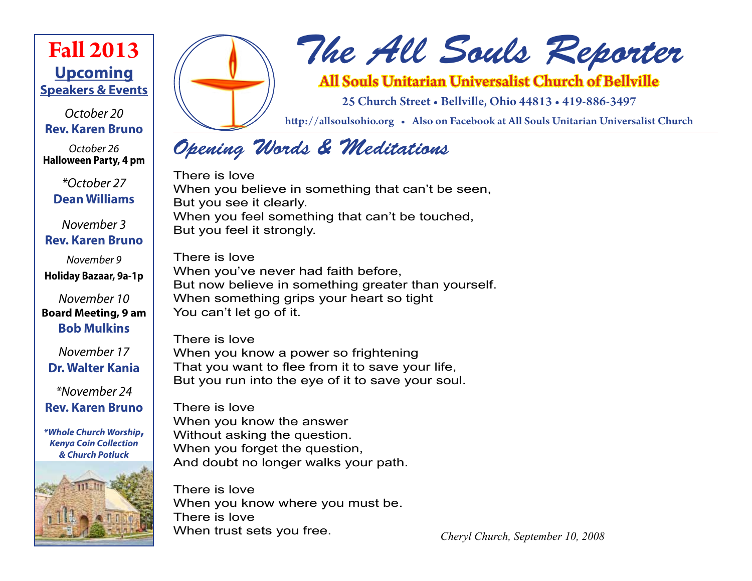# The All Souls Reporter

**All Souls Unitarian Universalist Church of Bellville**

25 Church Street • Bellville, Ohio 44813 • 419-886-3497

http://allsoulsohio.org • Also on Facebook at All Souls Unitarian Universalist Church

## Fall 2013 Upcoming Speakers & Events

*October 20*
**Rev. Karen Bruno**

*October 26*
**Halloween Party, 4 pm**

*\*October 27*
**Dean Williams**

*November 3*
**Rev. Karen Bruno**

*November 9*
**Holiday Bazaar, 9a-1p**

*November 10*
**Board Meeting, 9 am**
**Bob Mulkins**

*November 17*
**Dr. Walter Kania**

*\*November 24*
**Rev. Karen Bruno**

***Whole Church Worship, Kenya Coin Collection & Church Potluck***

## Opening Words & Meditations

There is love
When you believe in something that can't be seen,
But you see it clearly.
When you feel something that can't be touched,
But you feel it strongly.

There is love
When you've never had faith before,
But now believe in something greater than yourself.
When something grips your heart so tight
You can't let go of it.

There is love
When you know a power so frightening
That you want to flee from it to save your life,
But you run into the eye of it to save your soul.

There is love
When you know the answer
Without asking the question.
When you forget the question,
And doubt no longer walks your path.

There is love
When you know where you must be.
There is love
When trust sets you free.

*Cheryl Church, September 10, 2008*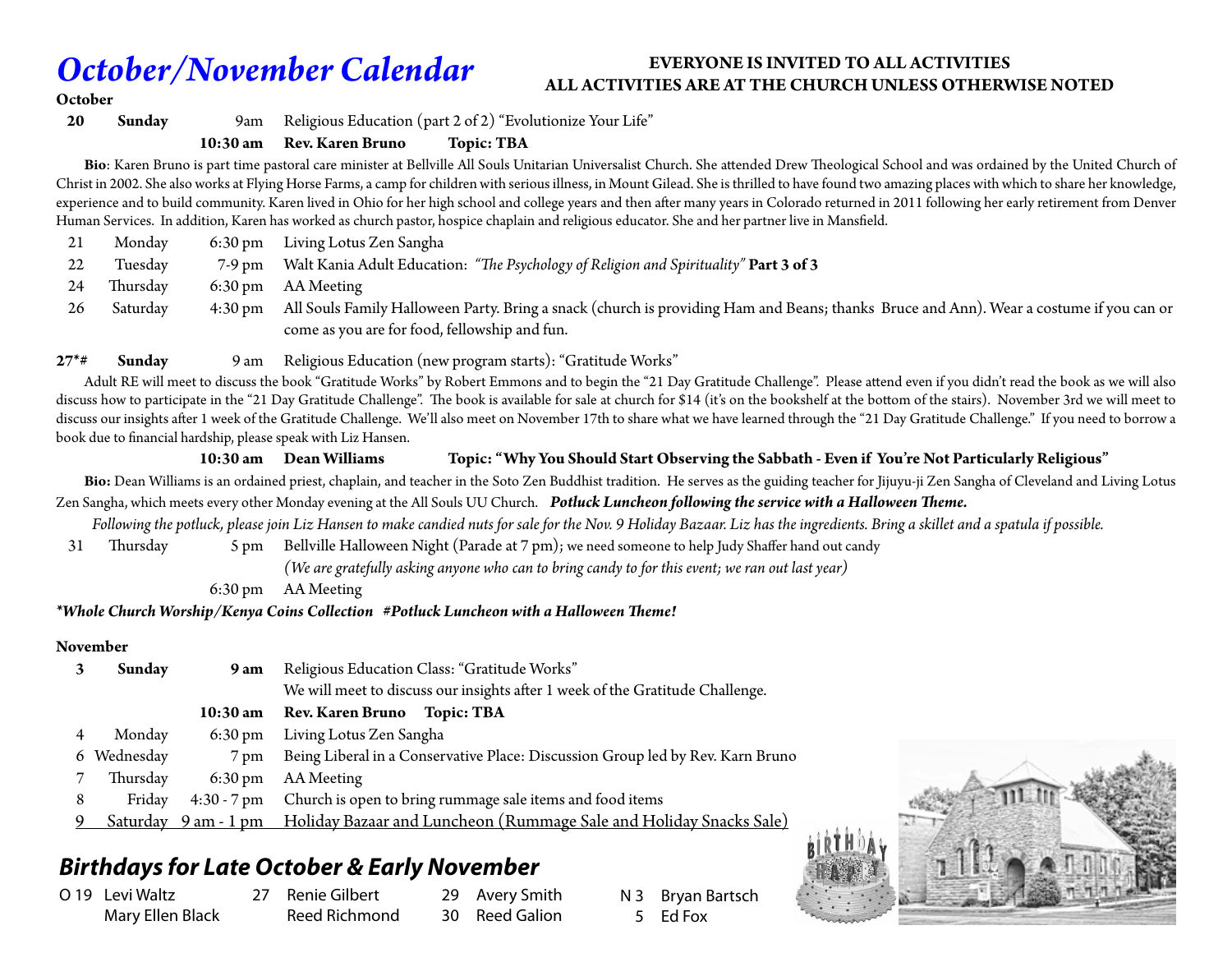# October/November Calendar

**EVERYONE IS INVITED TO ALL ACTIVITIES**
**ALL ACTIVITIES ARE AT THE CHURCH UNLESS OTHERWISE NOTED**

**October**

**20** **Sunday** 9am Religious Education (part 2 of 2) "Evolutionize Your Life"

**10:30 am Rev. Karen Bruno Topic: TBA**

**Bio**: Karen Bruno is part time pastoral care minister at Bellville All Souls Unitarian Universalist Church. She attended Drew Theological School and was ordained by the United Church of Christ in 2002. She also works at Flying Horse Farms, a camp for children with serious illness, in Mount Gilead. She is thrilled to have found two amazing places with which to share her knowledge, experience and to build community. Karen lived in Ohio for her high school and college years and then after many years in Colorado returned in 2011 following her early retirement from Denver Human Services. In addition, Karen has worked as church pastor, hospice chaplain and religious educator. She and her partner live in Mansfield.

| | | | |
|---|---|---|---|
| 21 | Monday | 6:30 pm | Living Lotus Zen Sangha |
| 22 | Tuesday | 7-9 pm | Walt Kania Adult Education: *"The Psychology of Religion and Spirituality"* **Part 3 of 3** |
| 24 | Thursday | 6:30 pm | AA Meeting |
| 26 | Saturday | 4:30 pm | All Souls Family Halloween Party. Bring a snack (church is providing Ham and Beans; thanks Bruce and Ann). Wear a costume if you can or come as you are for food, fellowship and fun. |

**27*#** **Sunday** 9 am Religious Education (new program starts): "Gratitude Works"

Adult RE will meet to discuss the book "Gratitude Works" by Robert Emmons and to begin the "21 Day Gratitude Challenge". Please attend even if you didn't read the book as we will also discuss how to participate in the "21 Day Gratitude Challenge". The book is available for sale at church for $14 (it's on the bookshelf at the bottom of the stairs). November 3rd we will meet to discuss our insights after 1 week of the Gratitude Challenge. We'll also meet on November 17th to share what we have learned through the "21 Day Gratitude Challenge." If you need to borrow a book due to financial hardship, please speak with Liz Hansen.

**10:30 am Dean Williams Topic: "Why You Should Start Observing the Sabbath - Even if You're Not Particularly Religious"**

**Bio:** Dean Williams is an ordained priest, chaplain, and teacher in the Soto Zen Buddhist tradition. He serves as the guiding teacher for Jijuyu-ji Zen Sangha of Cleveland and Living Lotus Zen Sangha, which meets every other Monday evening at the All Souls UU Church. ***Potluck Luncheon following the service with a Halloween Theme.***

*Following the potluck, please join Liz Hansen to make candied nuts for sale for the Nov. 9 Holiday Bazaar. Liz has the ingredients. Bring a skillet and a spatula if possible.*

| | | | |
|---|---|---|---|
| 31 | Thursday | 5 pm | Bellville Halloween Night (Parade at 7 pm); we need someone to help Judy Shaffer hand out candy *(We are gratefully asking anyone who can to bring candy to for this event; we ran out last year)* |
| | | 6:30 pm | AA Meeting |

***\*Whole Church Worship/Kenya Coins Collection #Potluck Luncheon with a Halloween Theme!***

**November**

| | | | |
|---|---|---|---|
| **3** | **Sunday** | **9 am** | Religious Education Class: "Gratitude Works" We will meet to discuss our insights after 1 week of the Gratitude Challenge. |
| | | **10:30 am** | **Rev. Karen Bruno Topic: TBA** |
| 4 | Monday | 6:30 pm | Living Lotus Zen Sangha |
| 6 | Wednesday | 7 pm | Being Liberal in a Conservative Place: Discussion Group led by Rev. Karn Bruno |
| 7 | Thursday | 6:30 pm | AA Meeting |
| 8 | Friday | 4:30 - 7 pm | Church is open to bring rummage sale items and food items |
| 9 | Saturday | 9 am - 1 pm | Holiday Bazaar and Luncheon (Rummage Sale and Holiday Snacks Sale) |

## Birthdays for Late October & Early November

O 19 Levi Waltz
Mary Ellen Black
27 Renie Gilbert
Reed Richmond
29 Avery Smith
30 Reed Galion
N 3 Bryan Bartsch
5 Ed Fox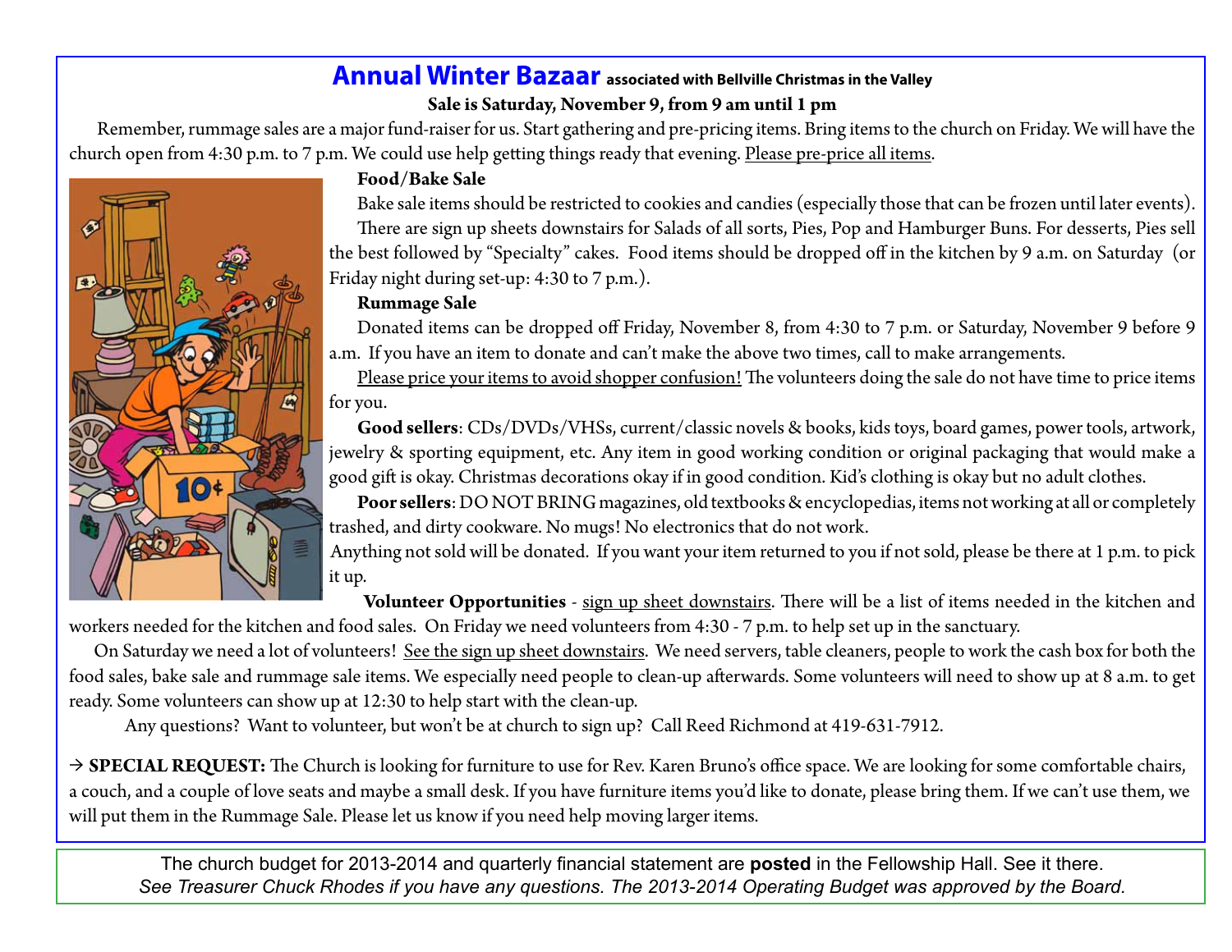## Annual Winter Bazaar **associated with Bellville Christmas in the Valley**

**Sale is Saturday, November 9, from 9 am until 1 pm**

Remember, rummage sales are a major fund-raiser for us. Start gathering and pre-pricing items. Bring items to the church on Friday. We will have the church open from 4:30 p.m. to 7 p.m. We could use help getting things ready that evening. Please pre-price all items.

**Food/Bake Sale**

Bake sale items should be restricted to cookies and candies (especially those that can be frozen until later events).

There are sign up sheets downstairs for Salads of all sorts, Pies, Pop and Hamburger Buns. For desserts, Pies sell the best followed by "Specialty" cakes. Food items should be dropped off in the kitchen by 9 a.m. on Saturday (or Friday night during set-up: 4:30 to 7 p.m.).

**Rummage Sale**

Donated items can be dropped off Friday, November 8, from 4:30 to 7 p.m. or Saturday, November 9 before 9 a.m. If you have an item to donate and can't make the above two times, call to make arrangements.

Please price your items to avoid shopper confusion! The volunteers doing the sale do not have time to price items for you.

**Good sellers**: CDs/DVDs/VHSs, current/classic novels & books, kids toys, board games, power tools, artwork, jewelry & sporting equipment, etc. Any item in good working condition or original packaging that would make a good gift is okay. Christmas decorations okay if in good condition. Kid's clothing is okay but no adult clothes.

**Poor sellers**: DO NOT BRING magazines, old textbooks & encyclopedias, items not working at all or completely trashed, and dirty cookware. No mugs! No electronics that do not work.

Anything not sold will be donated. If you want your item returned to you if not sold, please be there at 1 p.m. to pick it up.

**Volunteer Opportunities** - sign up sheet downstairs. There will be a list of items needed in the kitchen and workers needed for the kitchen and food sales. On Friday we need volunteers from 4:30 - 7 p.m. to help set up in the sanctuary.

On Saturday we need a lot of volunteers! See the sign up sheet downstairs. We need servers, table cleaners, people to work the cash box for both the food sales, bake sale and rummage sale items. We especially need people to clean-up afterwards. Some volunteers will need to show up at 8 a.m. to get ready. Some volunteers can show up at 12:30 to help start with the clean-up.

Any questions? Want to volunteer, but won't be at church to sign up? Call Reed Richmond at 419-631-7912.

→ **SPECIAL REQUEST:** The Church is looking for furniture to use for Rev. Karen Bruno's office space. We are looking for some comfortable chairs, a couch, and a couple of love seats and maybe a small desk. If you have furniture items you'd like to donate, please bring them. If we can't use them, we will put them in the Rummage Sale. Please let us know if you need help moving larger items.

The church budget for 2013-2014 and quarterly financial statement are **posted** in the Fellowship Hall. See it there.
*See Treasurer Chuck Rhodes if you have any questions. The 2013-2014 Operating Budget was approved by the Board.*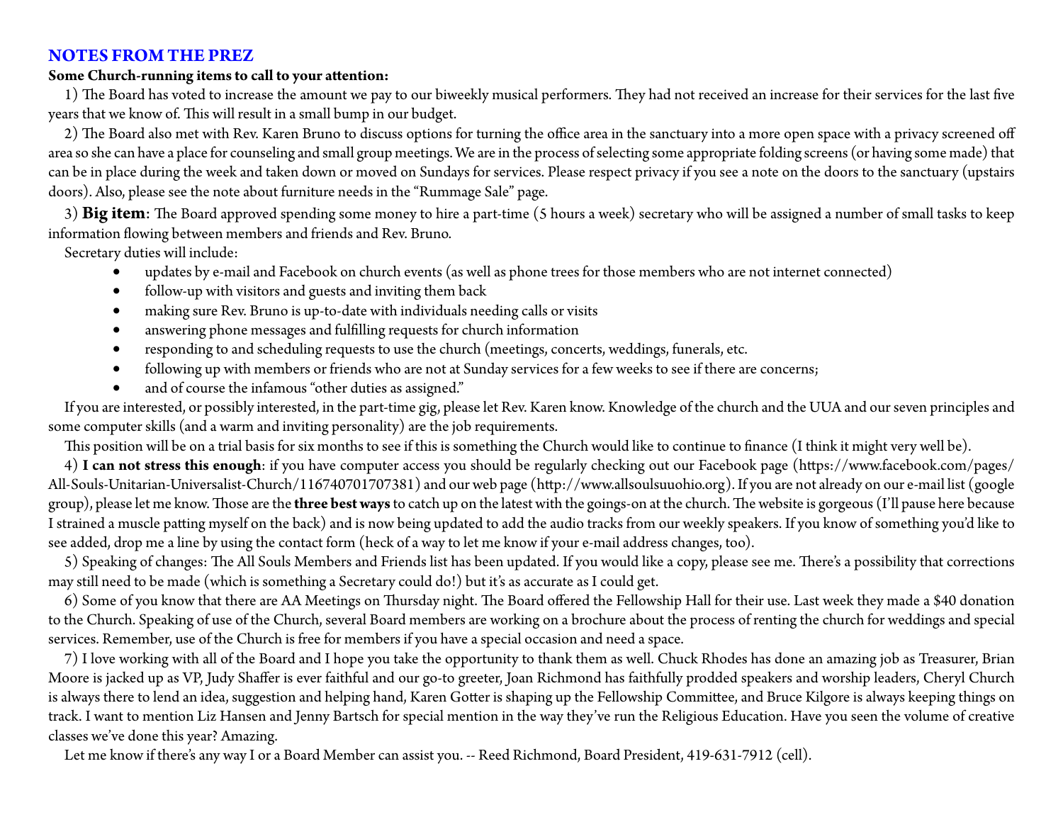## NOTES FROM THE PREZ

**Some Church-running items to call to your attention:**

1) The Board has voted to increase the amount we pay to our biweekly musical performers. They had not received an increase for their services for the last five years that we know of. This will result in a small bump in our budget.

2) The Board also met with Rev. Karen Bruno to discuss options for turning the office area in the sanctuary into a more open space with a privacy screened off area so she can have a place for counseling and small group meetings. We are in the process of selecting some appropriate folding screens (or having some made) that can be in place during the week and taken down or moved on Sundays for services. Please respect privacy if you see a note on the doors to the sanctuary (upstairs doors). Also, please see the note about furniture needs in the "Rummage Sale" page.

3) **Big item**: The Board approved spending some money to hire a part-time (5 hours a week) secretary who will be assigned a number of small tasks to keep information flowing between members and friends and Rev. Bruno.

Secretary duties will include:

- updates by e-mail and Facebook on church events (as well as phone trees for those members who are not internet connected)
- follow-up with visitors and guests and inviting them back
- making sure Rev. Bruno is up-to-date with individuals needing calls or visits
- answering phone messages and fulfilling requests for church information
- responding to and scheduling requests to use the church (meetings, concerts, weddings, funerals, etc.
- following up with members or friends who are not at Sunday services for a few weeks to see if there are concerns;
- and of course the infamous "other duties as assigned."

If you are interested, or possibly interested, in the part-time gig, please let Rev. Karen know. Knowledge of the church and the UUA and our seven principles and some computer skills (and a warm and inviting personality) are the job requirements.

This position will be on a trial basis for six months to see if this is something the Church would like to continue to finance (I think it might very well be).

4) **I can not stress this enough**: if you have computer access you should be regularly checking out our Facebook page (https://www.facebook.com/pages/All-Souls-Unitarian-Universalist-Church/116740701707381) and our web page (http://www.allsoulsuuohio.org). If you are not already on our e-mail list (google group), please let me know. Those are the **three best ways** to catch up on the latest with the goings-on at the church. The website is gorgeous (I'll pause here because I strained a muscle patting myself on the back) and is now being updated to add the audio tracks from our weekly speakers. If you know of something you'd like to see added, drop me a line by using the contact form (heck of a way to let me know if your e-mail address changes, too).

5) Speaking of changes: The All Souls Members and Friends list has been updated. If you would like a copy, please see me. There's a possibility that corrections may still need to be made (which is something a Secretary could do!) but it's as accurate as I could get.

6) Some of you know that there are AA Meetings on Thursday night. The Board offered the Fellowship Hall for their use. Last week they made a $40 donation to the Church. Speaking of use of the Church, several Board members are working on a brochure about the process of renting the church for weddings and special services. Remember, use of the Church is free for members if you have a special occasion and need a space.

7) I love working with all of the Board and I hope you take the opportunity to thank them as well. Chuck Rhodes has done an amazing job as Treasurer, Brian Moore is jacked up as VP, Judy Shaffer is ever faithful and our go-to greeter, Joan Richmond has faithfully prodded speakers and worship leaders, Cheryl Church is always there to lend an idea, suggestion and helping hand, Karen Gotter is shaping up the Fellowship Committee, and Bruce Kilgore is always keeping things on track. I want to mention Liz Hansen and Jenny Bartsch for special mention in the way they've run the Religious Education. Have you seen the volume of creative classes we've done this year? Amazing.

Let me know if there's any way I or a Board Member can assist you. -- Reed Richmond, Board President, 419-631-7912 (cell).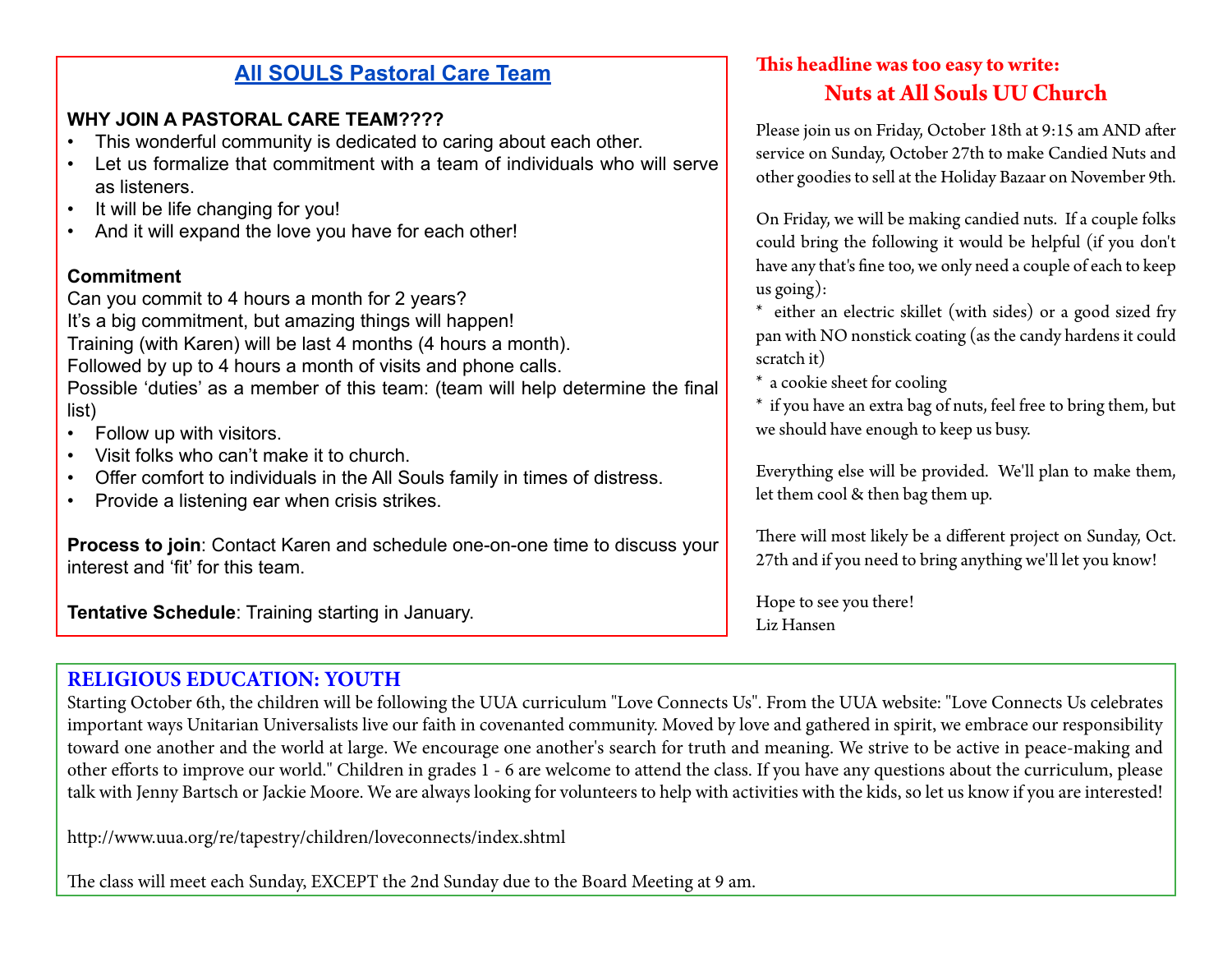## All SOULS Pastoral Care Team

**WHY JOIN A PASTORAL CARE TEAM????**

- This wonderful community is dedicated to caring about each other.
- Let us formalize that commitment with a team of individuals who will serve as listeners.
- It will be life changing for you!
- And it will expand the love you have for each other!

**Commitment**

Can you commit to 4 hours a month for 2 years?

It's a big commitment, but amazing things will happen!

Training (with Karen) will be last 4 months (4 hours a month).

Followed by up to 4 hours a month of visits and phone calls.

Possible 'duties' as a member of this team: (team will help determine the final list)

- Follow up with visitors.
- Visit folks who can't make it to church.
- Offer comfort to individuals in the All Souls family in times of distress.
- Provide a listening ear when crisis strikes.

**Process to join**: Contact Karen and schedule one-on-one time to discuss your interest and 'fit' for this team.

**Tentative Schedule**: Training starting in January.

## This headline was too easy to write: Nuts at All Souls UU Church

Please join us on Friday, October 18th at 9:15 am AND after service on Sunday, October 27th to make Candied Nuts and other goodies to sell at the Holiday Bazaar on November 9th.

On Friday, we will be making candied nuts. If a couple folks could bring the following it would be helpful (if you don't have any that's fine too, we only need a couple of each to keep us going):

* either an electric skillet (with sides) or a good sized fry pan with NO nonstick coating (as the candy hardens it could scratch it)
* a cookie sheet for cooling
* if you have an extra bag of nuts, feel free to bring them, but we should have enough to keep us busy.

Everything else will be provided. We'll plan to make them, let them cool & then bag them up.

There will most likely be a different project on Sunday, Oct. 27th and if you need to bring anything we'll let you know!

Hope to see you there!
Liz Hansen

## RELIGIOUS EDUCATION: YOUTH

Starting October 6th, the children will be following the UUA curriculum "Love Connects Us". From the UUA website: "Love Connects Us celebrates important ways Unitarian Universalists live our faith in covenanted community. Moved by love and gathered in spirit, we embrace our responsibility toward one another and the world at large. We encourage one another's search for truth and meaning. We strive to be active in peace-making and other efforts to improve our world." Children in grades 1 - 6 are welcome to attend the class. If you have any questions about the curriculum, please talk with Jenny Bartsch or Jackie Moore. We are always looking for volunteers to help with activities with the kids, so let us know if you are interested!

http://www.uua.org/re/tapestry/children/loveconnects/index.shtml

The class will meet each Sunday, EXCEPT the 2nd Sunday due to the Board Meeting at 9 am.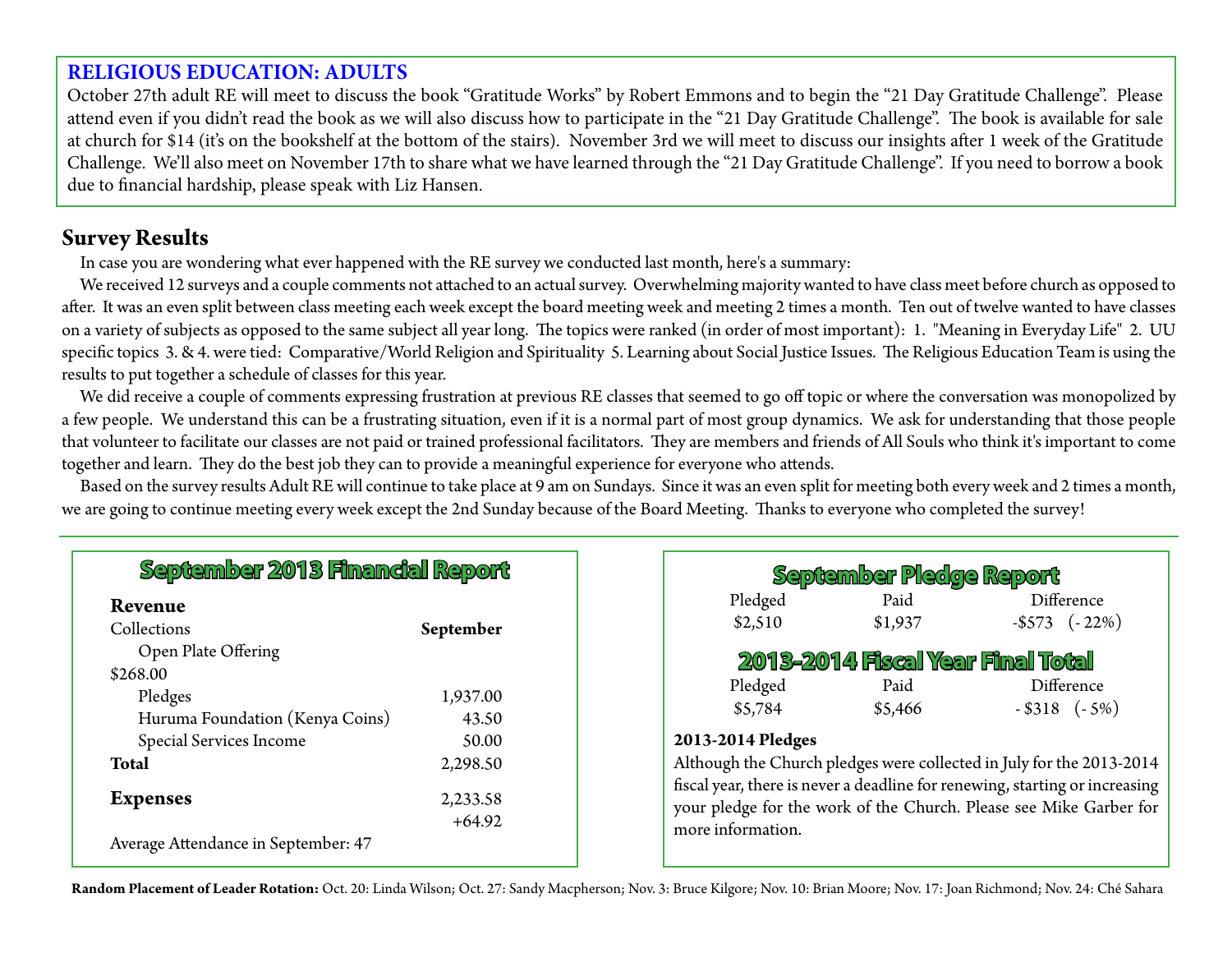## RELIGIOUS EDUCATION: ADULTS

October 27th adult RE will meet to discuss the book "Gratitude Works" by Robert Emmons and to begin the "21 Day Gratitude Challenge". Please attend even if you didn't read the book as we will also discuss how to participate in the "21 Day Gratitude Challenge". The book is available for sale at church for $14 (it's on the bookshelf at the bottom of the stairs). November 3rd we will meet to discuss our insights after 1 week of the Gratitude Challenge. We'll also meet on November 17th to share what we have learned through the "21 Day Gratitude Challenge". If you need to borrow a book due to financial hardship, please speak with Liz Hansen.

## Survey Results

In case you are wondering what ever happened with the RE survey we conducted last month, here's a summary:

We received 12 surveys and a couple comments not attached to an actual survey. Overwhelming majority wanted to have class meet before church as opposed to after. It was an even split between class meeting each week except the board meeting week and meeting 2 times a month. Ten out of twelve wanted to have classes on a variety of subjects as opposed to the same subject all year long. The topics were ranked (in order of most important): 1. "Meaning in Everyday Life" 2. UU specific topics 3. & 4. were tied: Comparative/World Religion and Spirituality 5. Learning about Social Justice Issues. The Religious Education Team is using the results to put together a schedule of classes for this year.

We did receive a couple of comments expressing frustration at previous RE classes that seemed to go off topic or where the conversation was monopolized by a few people. We understand this can be a frustrating situation, even if it is a normal part of most group dynamics. We ask for understanding that those people that volunteer to facilitate our classes are not paid or trained professional facilitators. They are members and friends of All Souls who think it's important to come together and learn. They do the best job they can to provide a meaningful experience for everyone who attends.

Based on the survey results Adult RE will continue to take place at 9 am on Sundays. Since it was an even split for meeting both every week and 2 times a month, we are going to continue meeting every week except the 2nd Sunday because of the Board Meeting. Thanks to everyone who completed the survey!

## September 2013 Financial Report

| **Revenue** | |
|---|---|
| Collections | **September** |
| Open Plate Offering | $268.00 |
| Pledges | 1,937.00 |
| Huruma Foundation (Kenya Coins) | 43.50 |
| Special Services Income | 50.00 |
| **Total** | 2,298.50 |
| **Expenses** | 2,233.58 |
| | +64.92 |

Average Attendance in September: 47

## September Pledge Report

| Pledged | Paid | Difference |
|---|---|---|
| $2,510 | $1,937 | -$573 (- 22%) |

## 2013-2014 Fiscal Year Final Total

| Pledged | Paid | Difference |
|---|---|---|
| $5,784 | $5,466 | - $318 (- 5%) |

**2013-2014 Pledges**

Although the Church pledges were collected in July for the 2013-2014 fiscal year, there is never a deadline for renewing, starting or increasing your pledge for the work of the Church. Please see Mike Garber for more information.

**Random Placement of Leader Rotation:** Oct. 20: Linda Wilson; Oct. 27: Sandy Macpherson; Nov. 3: Bruce Kilgore; Nov. 10: Brian Moore; Nov. 17: Joan Richmond; Nov. 24: Ché Sahara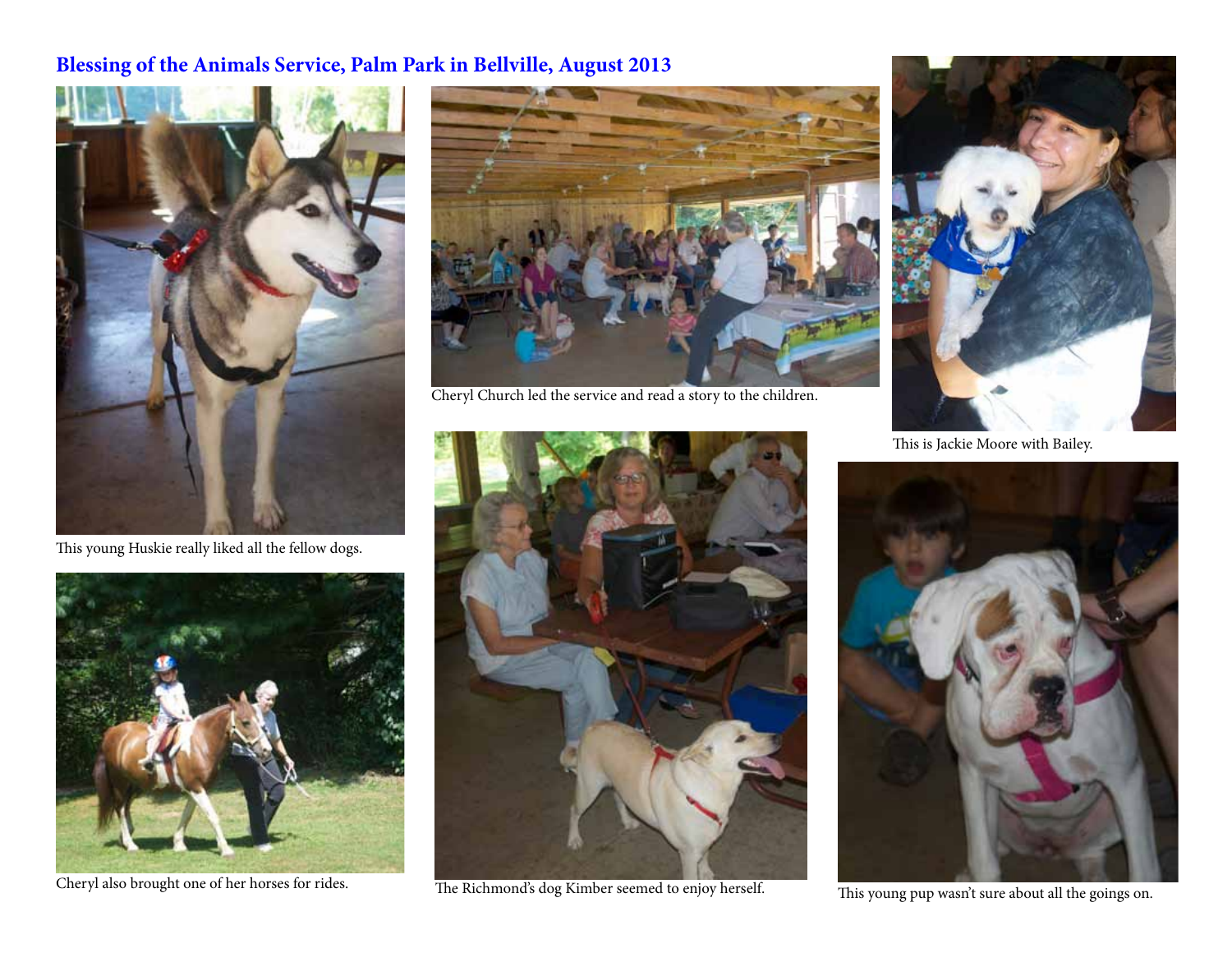## Blessing of the Animals Service, Palm Park in Bellville, August 2013

This young Huskie really liked all the fellow dogs.

Cheryl also brought one of her horses for rides.

Cheryl Church led the service and read a story to the children.

The Richmond's dog Kimber seemed to enjoy herself.

This is Jackie Moore with Bailey.

This young pup wasn't sure about all the goings on.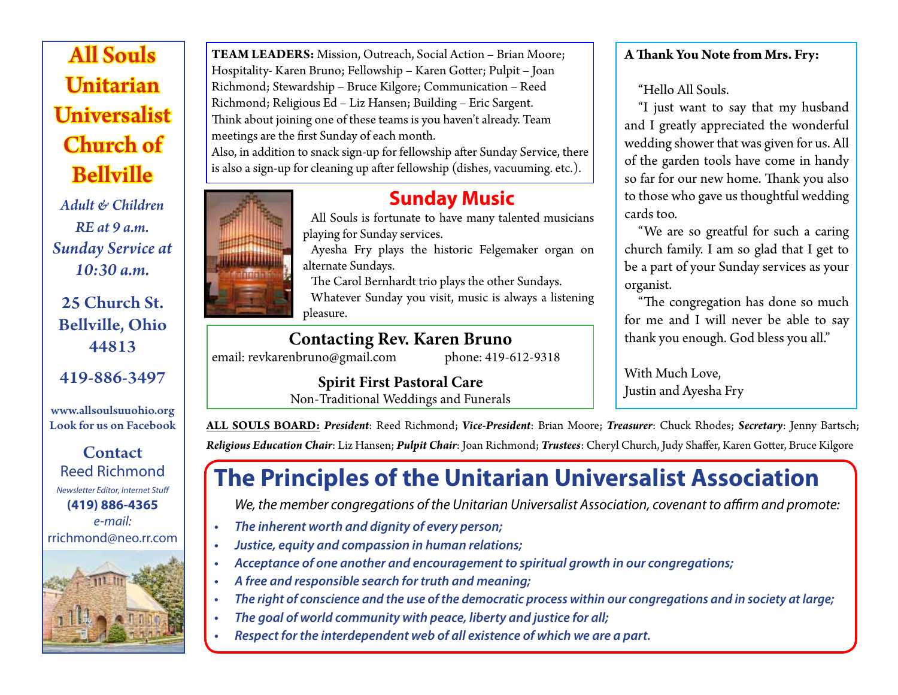# All Souls Unitarian Universalist Church of Bellville

*Adult & Children RE at 9 a.m.*

*Sunday Service at 10:30 a.m.*

**25 Church St.**
**Bellville, Ohio**
**44813**

**419-886-3497**

**www.allsoulsuuohio.org**
**Look for us on Facebook**

**Contact**
Reed Richmond
*Newsletter Editor, Internet Stuff*
**(419) 886-4365**
*e-mail:*
rrichmond@neo.rr.com

**TEAM LEADERS:** Mission, Outreach, Social Action – Brian Moore; Hospitality- Karen Bruno; Fellowship – Karen Gotter; Pulpit – Joan Richmond; Stewardship – Bruce Kilgore; Communication – Reed Richmond; Religious Ed – Liz Hansen; Building – Eric Sargent. Think about joining one of these teams is you haven't already. Team meetings are the first Sunday of each month.
Also, in addition to snack sign-up for fellowship after Sunday Service, there is also a sign-up for cleaning up after fellowship (dishes, vacuuming. etc.).

## Sunday Music

All Souls is fortunate to have many talented musicians playing for Sunday services.

Ayesha Fry plays the historic Felgemaker organ on alternate Sundays.

The Carol Bernhardt trio plays the other Sundays.

Whatever Sunday you visit, music is always a listening pleasure.

### Contacting Rev. Karen Bruno

email: revkarenbruno@gmail.com  phone: 419-612-9318

**Spirit First Pastoral Care**
Non-Traditional Weddings and Funerals

**A Thank You Note from Mrs. Fry:**

"Hello All Souls.

"I just want to say that my husband and I greatly appreciated the wonderful wedding shower that was given for us. All of the garden tools have come in handy so far for our new home. Thank you also to those who gave us thoughtful wedding cards too.

"We are so greatful for such a caring church family. I am so glad that I get to be a part of your Sunday services as your organist.

"The congregation has done so much for me and I will never be able to say thank you enough. God bless you all."

With Much Love,
Justin and Ayesha Fry

**ALL SOULS BOARD:** ***President***: Reed Richmond; ***Vice-President***: Brian Moore; ***Treasurer***: Chuck Rhodes; ***Secretary***: Jenny Bartsch; ***Religious Education Chair***: Liz Hansen; ***Pulpit Chair***: Joan Richmond; ***Trustees***: Cheryl Church, Judy Shaffer, Karen Gotter, Bruce Kilgore

## The Principles of the Unitarian Universalist Association

*We, the member congregations of the Unitarian Universalist Association, covenant to affirm and promote:*

- ***The inherent worth and dignity of every person;***
- ***Justice, equity and compassion in human relations;***
- ***Acceptance of one another and encouragement to spiritual growth in our congregations;***
- ***A free and responsible search for truth and meaning;***
- ***The right of conscience and the use of the democratic process within our congregations and in society at large;***
- ***The goal of world community with peace, liberty and justice for all;***
- ***Respect for the interdependent web of all existence of which we are a part.***